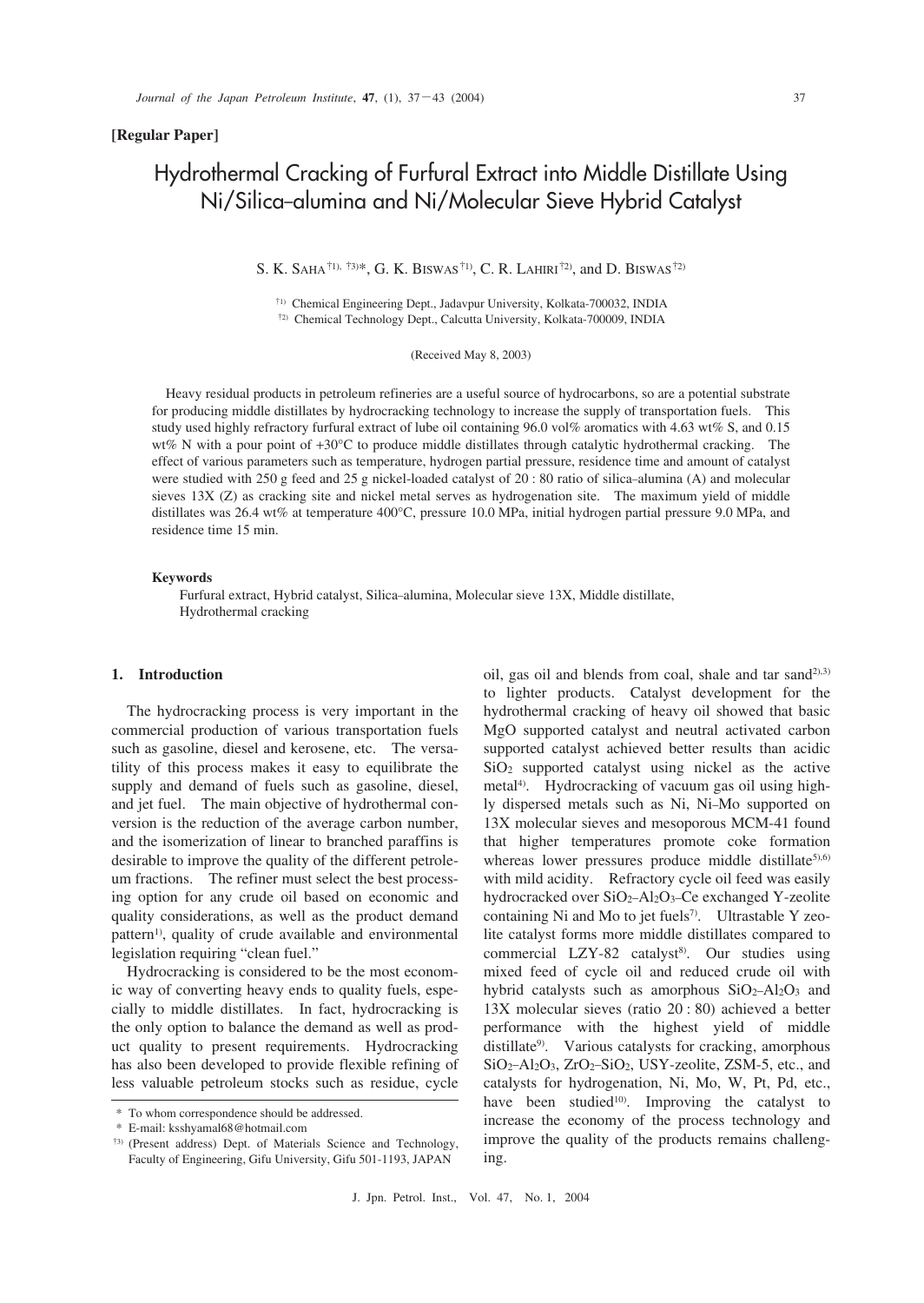**[Regular Paper]**

# Hydrothermal Cracking of Furfural Extract into Middle Distillate Using Ni/Silica–alumina and Ni/Molecular Sieve Hybrid Catalyst

S. K. SAHA[†1), †3)]*, G. K. BISWAS[†1)], C. R. LAHIRI[†2)], and D. BISWAS[†2)]

[†1)] Chemical Engineering Dept., Jadavpur University, Kolkata-700032, INDIA
[†2)] Chemical Technology Dept., Calcutta University, Kolkata-700009, INDIA

(Received May 8, 2003)

Heavy residual products in petroleum refineries are a useful source of hydrocarbons, so are a potential substrate for producing middle distillates by hydrocracking technology to increase the supply of transportation fuels. This study used highly refractory furfural extract of lube oil containing 96.0 vol% aromatics with 4.63 wt% S, and 0.15 wt% N with a pour point of +30°C to produce middle distillates through catalytic hydrothermal cracking. The effect of various parameters such as temperature, hydrogen partial pressure, residence time and amount of catalyst were studied with 250 g feed and 25 g nickel-loaded catalyst of 20 : 80 ratio of silica–alumina (A) and molecular sieves 13X (Z) as cracking site and nickel metal serves as hydrogenation site. The maximum yield of middle distillates was 26.4 wt% at temperature 400°C, pressure 10.0 MPa, initial hydrogen partial pressure 9.0 MPa, and residence time 15 min.

**Keywords**

Furfural extract, Hybrid catalyst, Silica–alumina, Molecular sieve 13X, Middle distillate, Hydrothermal cracking

## 1. Introduction

The hydrocracking process is very important in the commercial production of various transportation fuels such as gasoline, diesel and kerosene, etc. The versatility of this process makes it easy to equilibrate the supply and demand of fuels such as gasoline, diesel, and jet fuel. The main objective of hydrothermal conversion is the reduction of the average carbon number, and the isomerization of linear to branched paraffins is desirable to improve the quality of the different petroleum fractions. The refiner must select the best processing option for any crude oil based on economic and quality considerations, as well as the product demand pattern[1)], quality of crude available and environmental legislation requiring "clean fuel."

Hydrocracking is considered to be the most economic way of converting heavy ends to quality fuels, especially to middle distillates. In fact, hydrocracking is the only option to balance the demand as well as product quality to present requirements. Hydrocracking has also been developed to provide flexible refining of less valuable petroleum stocks such as residue, cycle oil, gas oil and blends from coal, shale and tar sand[2),3)] to lighter products. Catalyst development for the hydrothermal cracking of heavy oil showed that basic MgO supported catalyst and neutral activated carbon supported catalyst achieved better results than acidic $SiO_2$ supported catalyst using nickel as the active metal[4)]. Hydrocracking of vacuum gas oil using highly dispersed metals such as Ni, Ni–Mo supported on 13X molecular sieves and mesoporous MCM-41 found that higher temperatures promote coke formation whereas lower pressures produce middle distillate[5),6)] with mild acidity. Refractory cycle oil feed was easily hydrocracked over $SiO_2$–$Al_2O_3$–Ce exchanged Y-zeolite containing Ni and Mo to jet fuels[7)]. Ultrastable Y zeolite catalyst forms more middle distillates compared to commercial LZY-82 catalyst[8)]. Our studies using mixed feed of cycle oil and reduced crude oil with hybrid catalysts such as amorphous $SiO_2$–$Al_2O_3$ and 13X molecular sieves (ratio 20 : 80) achieved a better performance with the highest yield of middle distillate[9)]. Various catalysts for cracking, amorphous $SiO_2$–$Al_2O_3$, $ZrO_2$–$SiO_2$, USY-zeolite, ZSM-5, etc., and catalysts for hydrogenation, Ni, Mo, W, Pt, Pd, etc., have been studied[10)]. Improving the catalyst to increase the economy of the process technology and improve the quality of the products remains challenging.

---

\* To whom correspondence should be addressed.
\* E-mail: ksshyamal68@hotmail.com
[†3)] (Present address) Dept. of Materials Science and Technology, Faculty of Engineering, Gifu University, Gifu 501-1193, JAPAN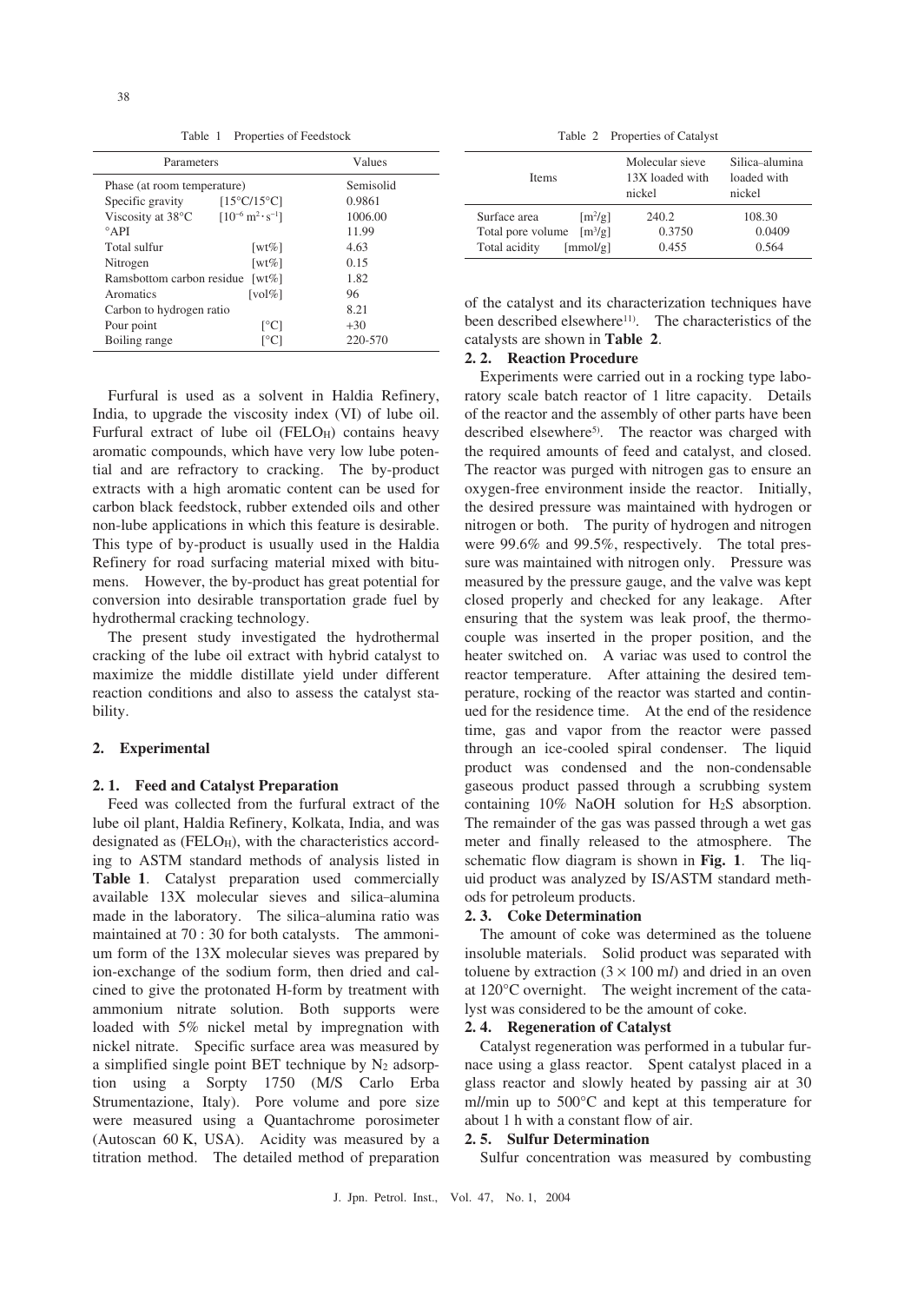Table 1 Properties of Feedstock

| Parameters | | Values |
|---|---|---|
| Phase (at room temperature) | | Semisolid |
| Specific gravity | [15°C/15°C] | 0.9861 |
| Viscosity at 38°C | [$10^{-6}$ $m^2 \cdot s^{-1}$] | 1006.00 |
| °API | | 11.99 |
| Total sulfur | [wt%] | 4.63 |
| Nitrogen | [wt%] | 0.15 |
| Ramsbottom carbon residue | [wt%] | 1.82 |
| Aromatics | [vol%] | 96 |
| Carbon to hydrogen ratio | | 8.21 |
| Pour point | [°C] | +30 |
| Boiling range | [°C] | 220-570 |

Furfural is used as a solvent in Haldia Refinery, India, to upgrade the viscosity index (VI) of lube oil. Furfural extract of lube oil ($FELO_H$) contains heavy aromatic compounds, which have very low lube potential and are refractory to cracking. The by-product extracts with a high aromatic content can be used for carbon black feedstock, rubber extended oils and other non-lube applications in which this feature is desirable. This type of by-product is usually used in the Haldia Refinery for road surfacing material mixed with bitumens. However, the by-product has great potential for conversion into desirable transportation grade fuel by hydrothermal cracking technology.

The present study investigated the hydrothermal cracking of the lube oil extract with hybrid catalyst to maximize the middle distillate yield under different reaction conditions and also to assess the catalyst stability.

## 2. Experimental

### 2. 1. Feed and Catalyst Preparation

Feed was collected from the furfural extract of the lube oil plant, Haldia Refinery, Kolkata, India, and was designated as ($FELO_H$), with the characteristics according to ASTM standard methods of analysis listed in **Table 1**. Catalyst preparation used commercially available 13X molecular sieves and silica–alumina made in the laboratory. The silica–alumina ratio was maintained at 70 : 30 for both catalysts. The ammonium form of the 13X molecular sieves was prepared by ion-exchange of the sodium form, then dried and calcined to give the protonated H-form by treatment with ammonium nitrate solution. Both supports were loaded with 5% nickel metal by impregnation with nickel nitrate. Specific surface area was measured by a simplified single point BET technique by $N_2$ adsorption using a Sorpty 1750 (M/S Carlo Erba Strumentazione, Italy). Pore volume and pore size were measured using a Quantachrome porosimeter (Autoscan 60 K, USA). Acidity was measured by a titration method. The detailed method of preparation of the catalyst and its characterization techniques have been described elsewhere[11]. The characteristics of the catalysts are shown in **Table 2**.

Table 2 Properties of Catalyst

| Items | | Molecular sieve 13X loaded with nickel | Silica–alumina loaded with nickel |
|---|---|---|---|
| Surface area | [$m^2$/g] | 240.2 | 108.30 |
| Total pore volume | [$m^3$/g] | 0.3750 | 0.0409 |
| Total acidity | [mmol/g] | 0.455 | 0.564 |

### 2. 2. Reaction Procedure

Experiments were carried out in a rocking type laboratory scale batch reactor of 1 litre capacity. Details of the reactor and the assembly of other parts have been described elsewhere[5]. The reactor was charged with the required amounts of feed and catalyst, and closed. The reactor was purged with nitrogen gas to ensure an oxygen-free environment inside the reactor. Initially, the desired pressure was maintained with hydrogen or nitrogen or both. The purity of hydrogen and nitrogen were 99.6% and 99.5%, respectively. The total pressure was maintained with nitrogen only. Pressure was measured by the pressure gauge, and the valve was kept closed properly and checked for any leakage. After ensuring that the system was leak proof, the thermocouple was inserted in the proper position, and the heater switched on. A variac was used to control the reactor temperature. After attaining the desired temperature, rocking of the reactor was started and continued for the residence time. At the end of the residence time, gas and vapor from the reactor were passed through an ice-cooled spiral condenser. The liquid product was condensed and the non-condensable gaseous product passed through a scrubbing system containing 10% NaOH solution for $H_2S$ absorption. The remainder of the gas was passed through a wet gas meter and finally released to the atmosphere. The schematic flow diagram is shown in **Fig. 1**. The liquid product was analyzed by IS/ASTM standard methods for petroleum products.

### 2. 3. Coke Determination

The amount of coke was determined as the toluene insoluble materials. Solid product was separated with toluene by extraction (3 × 100 m*l*) and dried in an oven at 120°C overnight. The weight increment of the catalyst was considered to be the amount of coke.

### 2. 4. Regeneration of Catalyst

Catalyst regeneration was performed in a tubular furnace using a glass reactor. Spent catalyst placed in a glass reactor and slowly heated by passing air at 30 m*l*/min up to 500°C and kept at this temperature for about 1 h with a constant flow of air.

### 2. 5. Sulfur Determination

Sulfur concentration was measured by combusting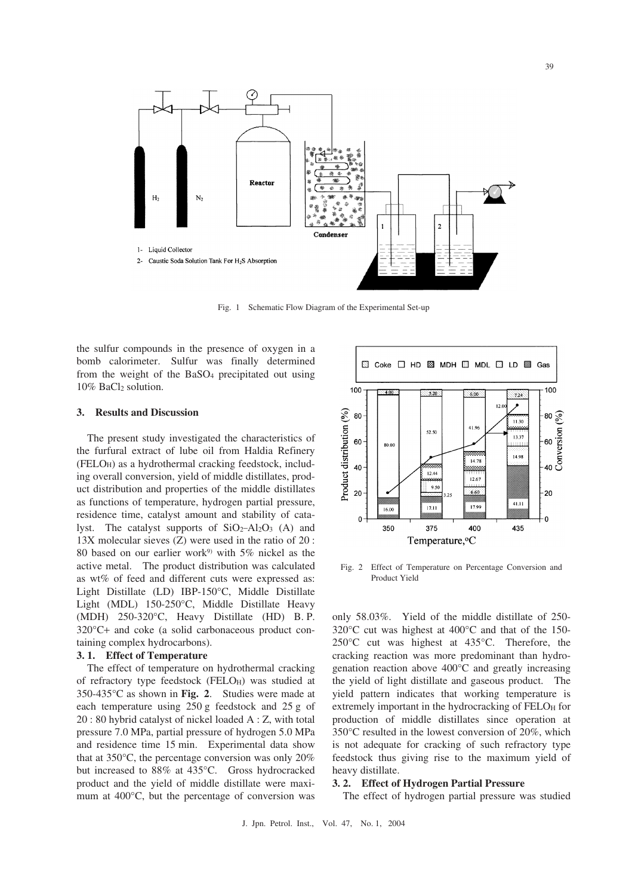Fig. 1 Schematic Flow Diagram of the Experimental Set-up

the sulfur compounds in the presence of oxygen in a bomb calorimeter. Sulfur was finally determined from the weight of the $BaSO_4$ precipitated out using 10% $BaCl_2$ solution.

## 3. Results and Discussion

The present study investigated the characteristics of the furfural extract of lube oil from Haldia Refinery ($FELO_H$) as a hydrothermal cracking feedstock, including overall conversion, yield of middle distillates, product distribution and properties of the middle distillates as functions of temperature, hydrogen partial pressure, residence time, catalyst amount and stability of catalyst. The catalyst supports of $SiO_2$–$Al_2O_3$ (A) and 13X molecular sieves (Z) were used in the ratio of 20 : 80 based on our earlier work[9] with 5% nickel as the active metal. The product distribution was calculated as wt% of feed and different cuts were expressed as: Light Distillate (LD) IBP-150°C, Middle Distillate Light (MDL) 150-250°C, Middle Distillate Heavy (MDH) 250-320°C, Heavy Distillate (HD) B. P. 320°C+ and coke (a solid carbonaceous product containing complex hydrocarbons).

### 3. 1. Effect of Temperature

The effect of temperature on hydrothermal cracking of refractory type feedstock ($FELO_H$) was studied at 350-435°C as shown in **Fig. 2**. Studies were made at each temperature using 250 g feedstock and 25 g of 20 : 80 hybrid catalyst of nickel loaded A : Z, with total pressure 7.0 MPa, partial pressure of hydrogen 5.0 MPa and residence time 15 min. Experimental data show that at 350°C, the percentage conversion was only 20% but increased to 88% at 435°C. Gross hydrocracked product and the yield of middle distillate were maximum at 400°C, but the percentage of conversion was only 58.03%. Yield of the middle distillate of 250-320°C cut was highest at 400°C and that of the 150-250°C cut was highest at 435°C. Therefore, the cracking reaction was more predominant than hydrogenation reaction above 400°C and greatly increasing the yield of light distillate and gaseous product. The yield pattern indicates that working temperature is extremely important in the hydrocracking of $FELO_H$ for production of middle distillates since operation at 350°C resulted in the lowest conversion of 20%, which is not adequate for cracking of such refractory type feedstock thus giving rise to the maximum yield of heavy distillate.

Fig. 2 Effect of Temperature on Percentage Conversion and Product Yield

### 3. 2. Effect of Hydrogen Partial Pressure

The effect of hydrogen partial pressure was studied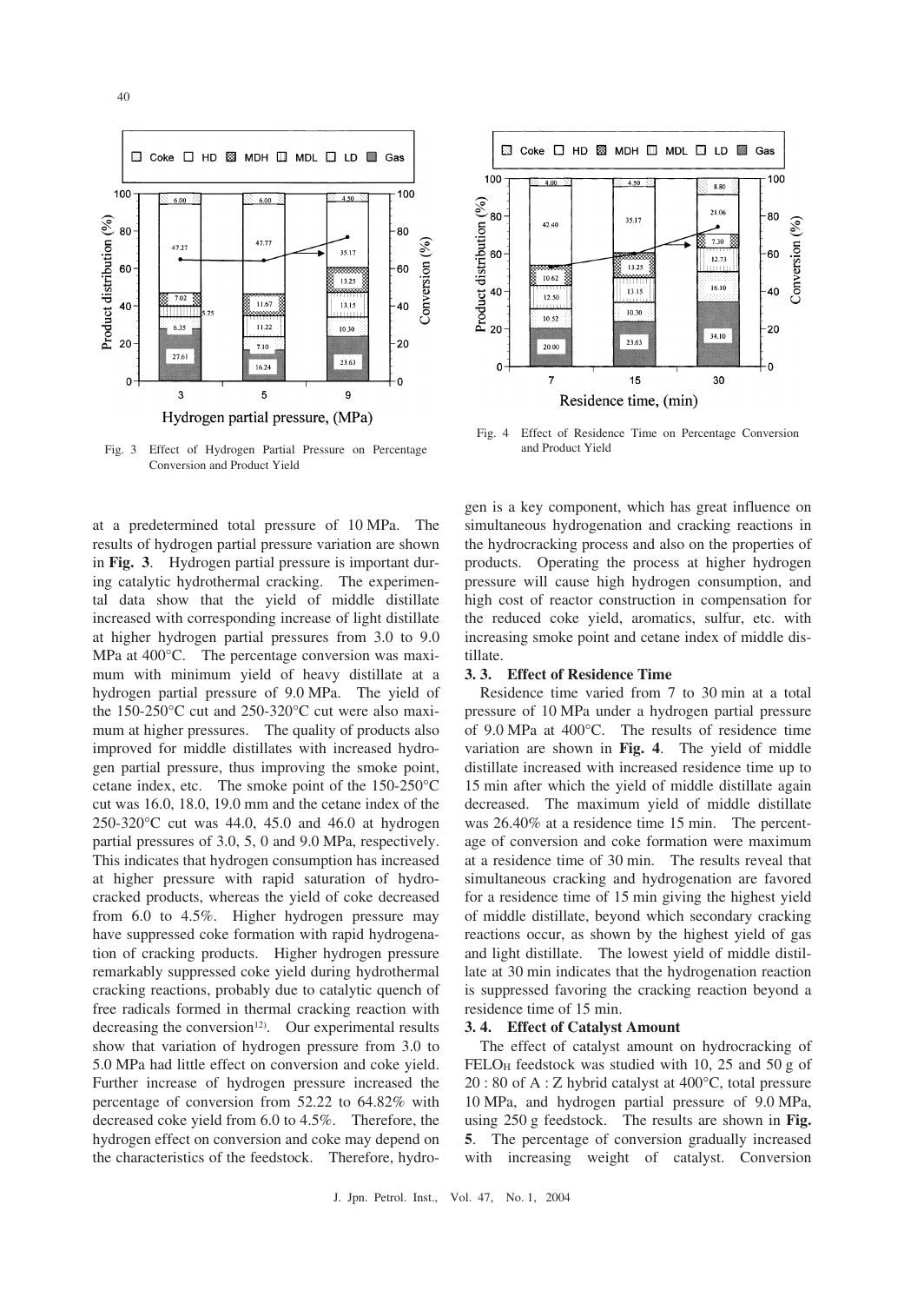Fig. 3 Effect of Hydrogen Partial Pressure on Percentage Conversion and Product Yield

Fig. 4 Effect of Residence Time on Percentage Conversion and Product Yield

at a predetermined total pressure of 10 MPa. The results of hydrogen partial pressure variation are shown in **Fig. 3**. Hydrogen partial pressure is important during catalytic hydrothermal cracking. The experimental data show that the yield of middle distillate increased with corresponding increase of light distillate at higher hydrogen partial pressures from 3.0 to 9.0 MPa at 400°C. The percentage conversion was maximum with minimum yield of heavy distillate at a hydrogen partial pressure of 9.0 MPa. The yield of the 150-250°C cut and 250-320°C cut were also maximum at higher pressures. The quality of products also improved for middle distillates with increased hydrogen partial pressure, thus improving the smoke point, cetane index, etc. The smoke point of the 150-250°C cut was 16.0, 18.0, 19.0 mm and the cetane index of the 250-320°C cut was 44.0, 45.0 and 46.0 at hydrogen partial pressures of 3.0, 5, 0 and 9.0 MPa, respectively. This indicates that hydrogen consumption has increased at higher pressure with rapid saturation of hydrocracked products, whereas the yield of coke decreased from 6.0 to 4.5%. Higher hydrogen pressure may have suppressed coke formation with rapid hydrogenation of cracking products. Higher hydrogen pressure remarkably suppressed coke yield during hydrothermal cracking reactions, probably due to catalytic quench of free radicals formed in thermal cracking reaction with decreasing the conversion[12]. Our experimental results show that variation of hydrogen pressure from 3.0 to 5.0 MPa had little effect on conversion and coke yield. Further increase of hydrogen pressure increased the percentage of conversion from 52.22 to 64.82% with decreased coke yield from 6.0 to 4.5%. Therefore, the hydrogen effect on conversion and coke may depend on the characteristics of the feedstock. Therefore, hydrogen is a key component, which has great influence on simultaneous hydrogenation and cracking reactions in the hydrocracking process and also on the properties of products. Operating the process at higher hydrogen pressure will cause high hydrogen consumption, and high cost of reactor construction in compensation for the reduced coke yield, aromatics, sulfur, etc. with increasing smoke point and cetane index of middle distillate.

### 3. 3. Effect of Residence Time

Residence time varied from 7 to 30 min at a total pressure of 10 MPa under a hydrogen partial pressure of 9.0 MPa at 400°C. The results of residence time variation are shown in **Fig. 4**. The yield of middle distillate increased with increased residence time up to 15 min after which the yield of middle distillate again decreased. The maximum yield of middle distillate was 26.40% at a residence time 15 min. The percentage of conversion and coke formation were maximum at a residence time of 30 min. The results reveal that simultaneous cracking and hydrogenation are favored for a residence time of 15 min giving the highest yield of middle distillate, beyond which secondary cracking reactions occur, as shown by the highest yield of gas and light distillate. The lowest yield of middle distillate at 30 min indicates that the hydrogenation reaction is suppressed favoring the cracking reaction beyond a residence time of 15 min.

### 3. 4. Effect of Catalyst Amount

The effect of catalyst amount on hydrocracking of $FELO_H$ feedstock was studied with 10, 25 and 50 g of 20 : 80 of A : Z hybrid catalyst at 400°C, total pressure 10 MPa, and hydrogen partial pressure of 9.0 MPa, using 250 g feedstock. The results are shown in **Fig. 5**. The percentage of conversion gradually increased with increasing weight of catalyst. Conversion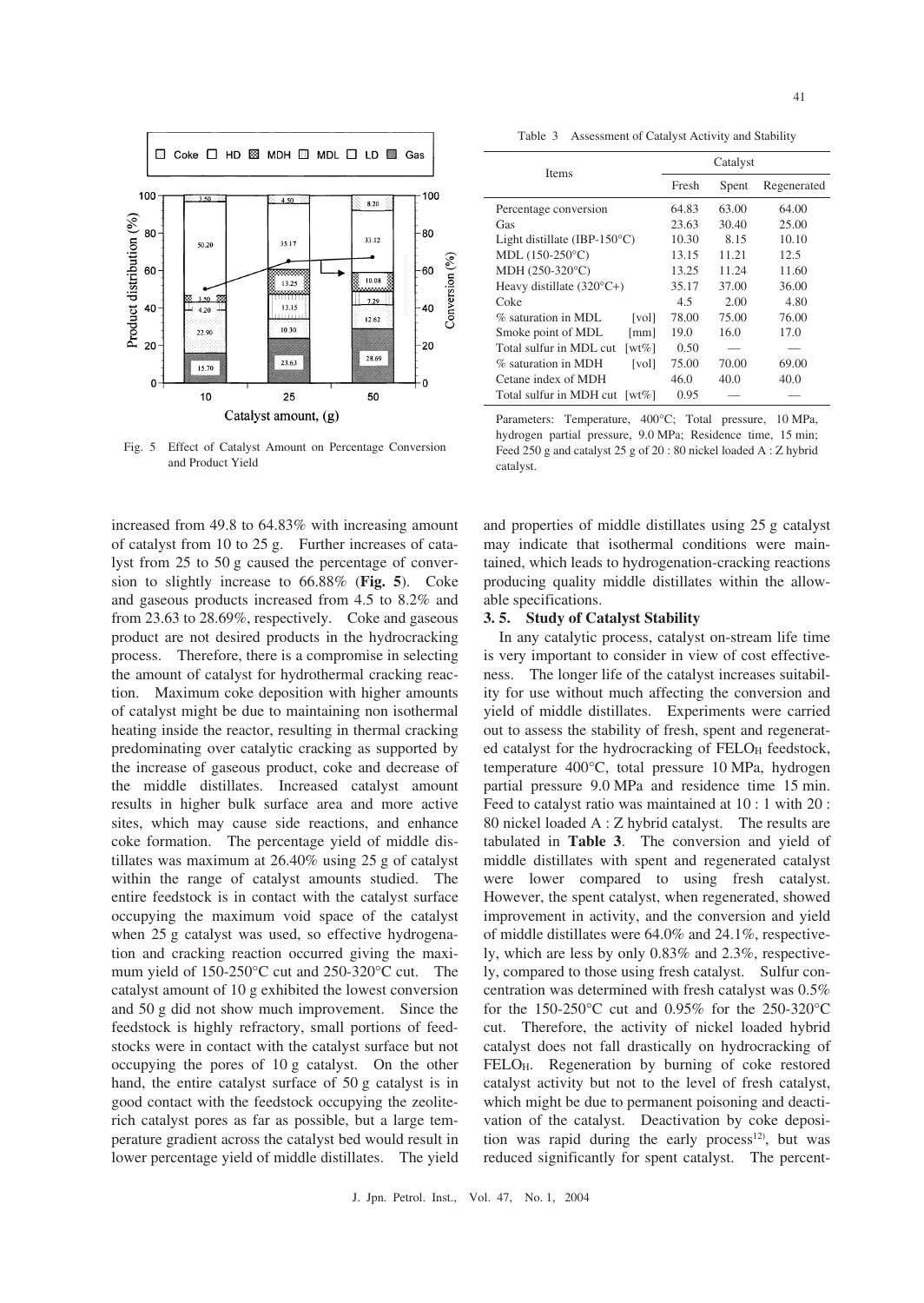Fig. 5 Effect of Catalyst Amount on Percentage Conversion and Product Yield

Table 3 Assessment of Catalyst Activity and Stability

| Items | Catalyst | | |
|---|---|---|---|
| | Fresh | Spent | Regenerated |
| Percentage conversion | 64.83 | 63.00 | 64.00 |
| Gas | 23.63 | 30.40 | 25.00 |
| Light distillate (IBP-150°C) | 10.30 | 8.15 | 10.10 |
| MDL (150-250°C) | 13.15 | 11.21 | 12.5 |
| MDH (250-320°C) | 13.25 | 11.24 | 11.60 |
| Heavy distillate (320°C+) | 35.17 | 37.00 | 36.00 |
| Coke | 4.5 | 2.00 | 4.80 |
| % saturation in MDL [vol] | 78.00 | 75.00 | 76.00 |
| Smoke point of MDL [mm] | 19.0 | 16.0 | 17.0 |
| Total sulfur in MDL cut [wt%] | 0.50 | — | — |
| % saturation in MDH [vol] | 75.00 | 70.00 | 69.00 |
| Cetane index of MDH | 46.0 | 40.0 | 40.0 |
| Total sulfur in MDH cut [wt%] | 0.95 | — | — |

Parameters: Temperature, 400°C; Total pressure, 10 MPa, hydrogen partial pressure, 9.0 MPa; Residence time, 15 min; Feed 250 g and catalyst 25 g of 20 : 80 nickel loaded A : Z hybrid catalyst.

increased from 49.8 to 64.83% with increasing amount of catalyst from 10 to 25 g. Further increases of catalyst from 25 to 50 g caused the percentage of conversion to slightly increase to 66.88% (**Fig. 5**). Coke and gaseous products increased from 4.5 to 8.2% and from 23.63 to 28.69%, respectively. Coke and gaseous product are not desired products in the hydrocracking process. Therefore, there is a compromise in selecting the amount of catalyst for hydrothermal cracking reaction. Maximum coke deposition with higher amounts of catalyst might be due to maintaining non isothermal heating inside the reactor, resulting in thermal cracking predominating over catalytic cracking as supported by the increase of gaseous product, coke and decrease of the middle distillates. Increased catalyst amount results in higher bulk surface area and more active sites, which may cause side reactions, and enhance coke formation. The percentage yield of middle distillates was maximum at 26.40% using 25 g of catalyst within the range of catalyst amounts studied. The entire feedstock is in contact with the catalyst surface occupying the maximum void space of the catalyst when 25 g catalyst was used, so effective hydrogenation and cracking reaction occurred giving the maximum yield of 150-250°C cut and 250-320°C cut. The catalyst amount of 10 g exhibited the lowest conversion and 50 g did not show much improvement. Since the feedstock is highly refractory, small portions of feedstocks were in contact with the catalyst surface but not occupying the pores of 10 g catalyst. On the other hand, the entire catalyst surface of 50 g catalyst is in good contact with the feedstock occupying the zeolite-rich catalyst pores as far as possible, but a large temperature gradient across the catalyst bed would result in lower percentage yield of middle distillates. The yield and properties of middle distillates using 25 g catalyst may indicate that isothermal conditions were maintained, which leads to hydrogenation-cracking reactions producing quality middle distillates within the allowable specifications.

### 3. 5. Study of Catalyst Stability

In any catalytic process, catalyst on-stream life time is very important to consider in view of cost effectiveness. The longer life of the catalyst increases suitability for use without much affecting the conversion and yield of middle distillates. Experiments were carried out to assess the stability of fresh, spent and regenerated catalyst for the hydrocracking of $FELO_H$ feedstock, temperature 400°C, total pressure 10 MPa, hydrogen partial pressure 9.0 MPa and residence time 15 min. Feed to catalyst ratio was maintained at 10 : 1 with 20 : 80 nickel loaded A : Z hybrid catalyst. The results are tabulated in **Table 3**. The conversion and yield of middle distillates with spent and regenerated catalyst were lower compared to using fresh catalyst. However, the spent catalyst, when regenerated, showed improvement in activity, and the conversion and yield of middle distillates were 64.0% and 24.1%, respectively, which are less by only 0.83% and 2.3%, respectively, compared to those using fresh catalyst. Sulfur concentration was determined with fresh catalyst was 0.5% for the 150-250°C cut and 0.95% for the 250-320°C cut. Therefore, the activity of nickel loaded hybrid catalyst does not fall drastically on hydrocracking of $FELO_H$. Regeneration by burning of coke restored catalyst activity but not to the level of fresh catalyst, which might be due to permanent poisoning and deactivation of the catalyst. Deactivation by coke deposition was rapid during the early process[12], but was reduced significantly for spent catalyst. The percent-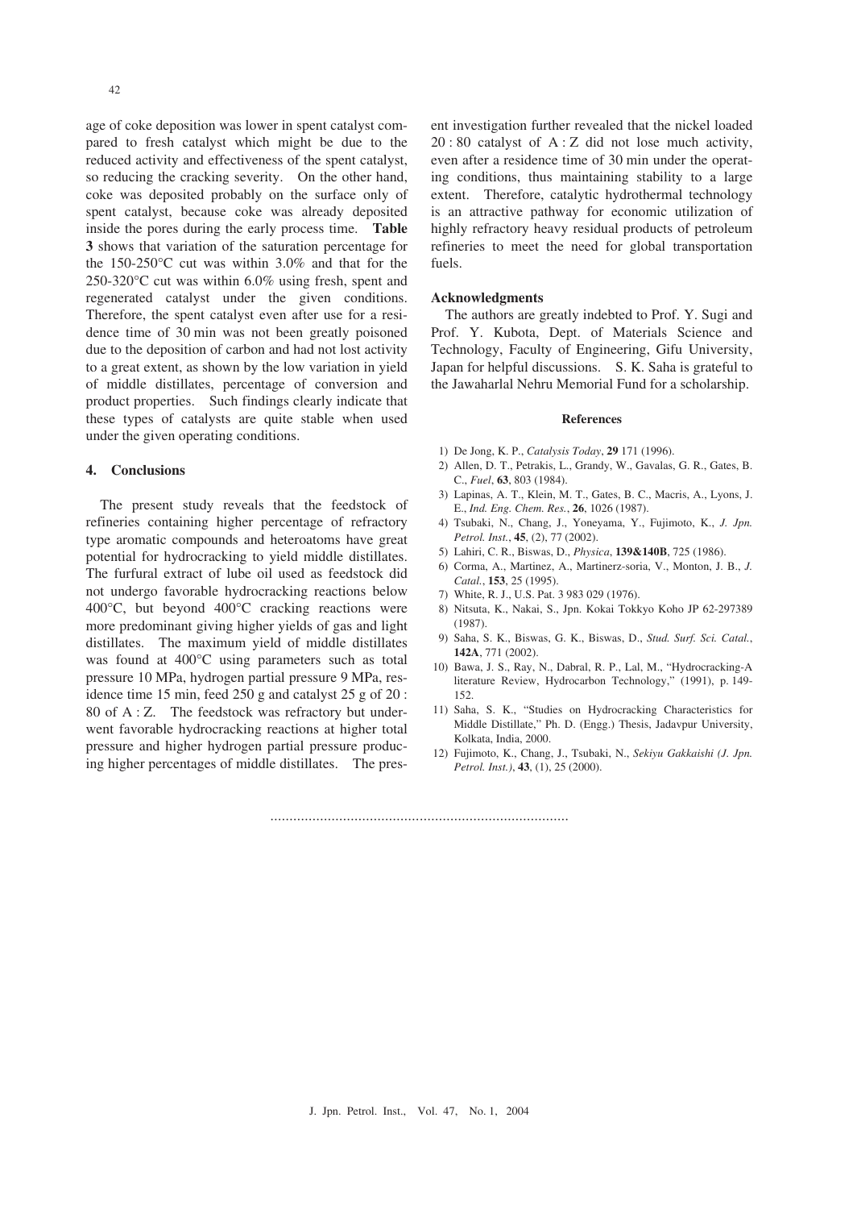age of coke deposition was lower in spent catalyst compared to fresh catalyst which might be due to the reduced activity and effectiveness of the spent catalyst, so reducing the cracking severity. On the other hand, coke was deposited probably on the surface only of spent catalyst, because coke was already deposited inside the pores during the early process time. **Table 3** shows that variation of the saturation percentage for the 150-250°C cut was within 3.0% and that for the 250-320°C cut was within 6.0% using fresh, spent and regenerated catalyst under the given conditions. Therefore, the spent catalyst even after use for a residence time of 30 min was not been greatly poisoned due to the deposition of carbon and had not lost activity to a great extent, as shown by the low variation in yield of middle distillates, percentage of conversion and product properties. Such findings clearly indicate that these types of catalysts are quite stable when used under the given operating conditions.

## 4. Conclusions

The present study reveals that the feedstock of refineries containing higher percentage of refractory type aromatic compounds and heteroatoms have great potential for hydrocracking to yield middle distillates. The furfural extract of lube oil used as feedstock did not undergo favorable hydrocracking reactions below 400°C, but beyond 400°C cracking reactions were more predominant giving higher yields of gas and light distillates. The maximum yield of middle distillates was found at 400°C using parameters such as total pressure 10 MPa, hydrogen partial pressure 9 MPa, residence time 15 min, feed 250 g and catalyst 25 g of 20 : 80 of A : Z. The feedstock was refractory but underwent favorable hydrocracking reactions at higher total pressure and higher hydrogen partial pressure producing higher percentages of middle distillates. The present investigation further revealed that the nickel loaded 20 : 80 catalyst of A : Z did not lose much activity, even after a residence time of 30 min under the operating conditions, thus maintaining stability to a large extent. Therefore, catalytic hydrothermal technology is an attractive pathway for economic utilization of highly refractory heavy residual products of petroleum refineries to meet the need for global transportation fuels.

### Acknowledgments

The authors are greatly indebted to Prof. Y. Sugi and Prof. Y. Kubota, Dept. of Materials Science and Technology, Faculty of Engineering, Gifu University, Japan for helpful discussions. S. K. Saha is grateful to the Jawaharlal Nehru Memorial Fund for a scholarship.

### References

1) De Jong, K. P., *Catalysis Today*, **29** 171 (1996).
2) Allen, D. T., Petrakis, L., Grandy, W., Gavalas, G. R., Gates, B. C., *Fuel*, **63**, 803 (1984).
3) Lapinas, A. T., Klein, M. T., Gates, B. C., Macris, A., Lyons, J. E., *Ind. Eng. Chem. Res.*, **26**, 1026 (1987).
4) Tsubaki, N., Chang, J., Yoneyama, Y., Fujimoto, K., *J. Jpn. Petrol. Inst.*, **45**, (2), 77 (2002).
5) Lahiri, C. R., Biswas, D., *Physica*, **139&140B**, 725 (1986).
6) Corma, A., Martinez, A., Martinerz-soria, V., Monton, J. B., *J. Catal.*, **153**, 25 (1995).
7) White, R. J., U.S. Pat. 3 983 029 (1976).
8) Nitsuta, K., Nakai, S., Jpn. Kokai Tokkyo Koho JP 62-297389 (1987).
9) Saha, S. K., Biswas, G. K., Biswas, D., *Stud. Surf. Sci. Catal.*, **142A**, 771 (2002).
10) Bawa, J. S., Ray, N., Dabral, R. P., Lal, M., "Hydrocracking-A literature Review, Hydrocarbon Technology," (1991), p. 149-152.
11) Saha, S. K., "Studies on Hydrocracking Characteristics for Middle Distillate," Ph. D. (Engg.) Thesis, Jadavpur University, Kolkata, India, 2000.
12) Fujimoto, K., Chang, J., Tsubaki, N., *Sekiyu Gakkaishi (J. Jpn. Petrol. Inst.)*, **43**, (1), 25 (2000).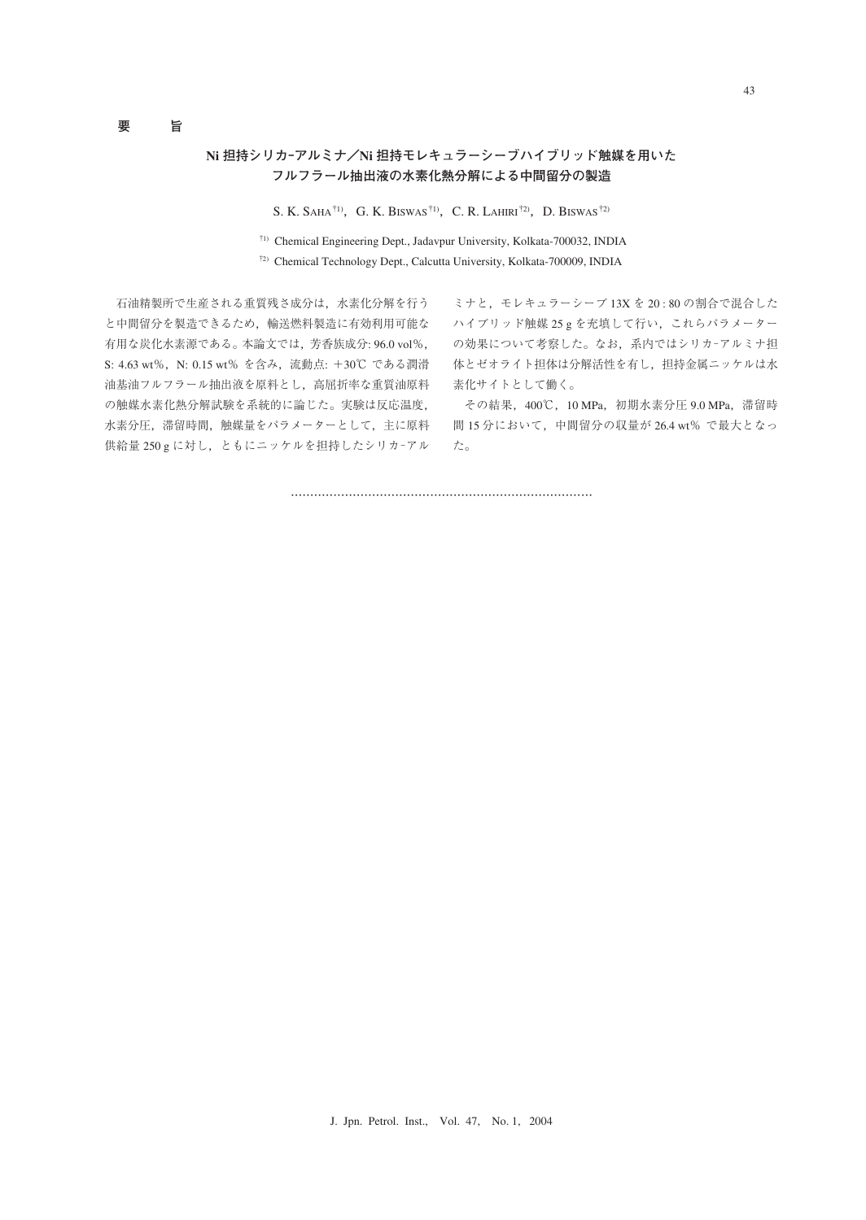## 要　　旨

### Ni 担持シリカ-アルミナ／Ni 担持モレキュラーシーブハイブリッド触媒を用いたフルフラール抽出液の水素化熱分解による中間留分の製造

S. K. SAHA[†1)]，G. K. BISWAS[†1)]，C. R. LAHIRI[†2)]，D. BISWAS[†2)]

[†1)] Chemical Engineering Dept., Jadavpur University, Kolkata-700032, INDIA

[†2)] Chemical Technology Dept., Calcutta University, Kolkata-700009, INDIA

石油精製所で生産される重質残さ成分は，水素化分解を行うと中間留分を製造できるため，輸送燃料製造に有効利用可能な有用な炭化水素源である。本論文では，芳香族成分: 96.0 vol%，S: 4.63 wt%，N: 0.15 wt% を含み，流動点: ＋30℃ である潤滑油基油フルフラール抽出液を原料とし，高屈折率な重質油原料の触媒水素化熱分解試験を系統的に論じた。実験は反応温度，水素分圧，滞留時間，触媒量をパラメーターとして，主に原料供給量 250 g に対し，ともにニッケルを担持したシリカ-アルミナと，モレキュラーシーブ 13X を 20 : 80 の割合で混合したハイブリッド触媒 25 g を充填して行い，これらパラメーターの効果について考察した。なお，系内ではシリカ-アルミナ担体とゼオライト担体は分解活性を有し，担持金属ニッケルは水素化サイトとして働く。

その結果，400℃，10 MPa，初期水素分圧 9.0 MPa，滞留時間 15 分において，中間留分の収量が 26.4 wt% で最大となった。